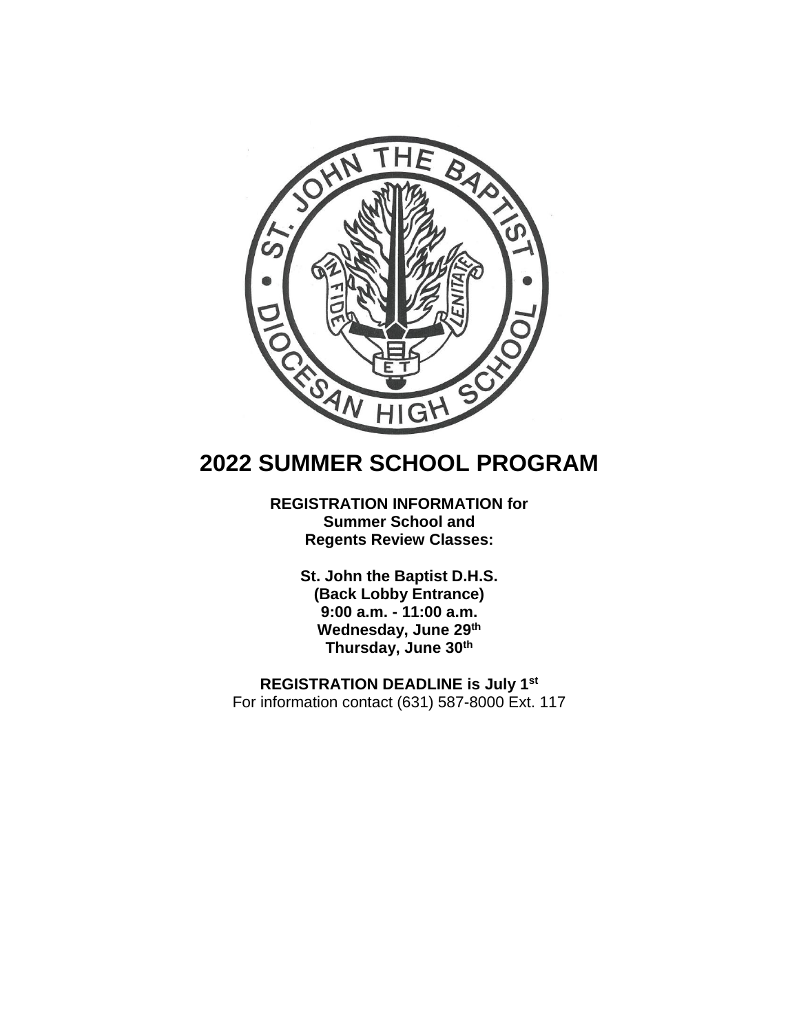# 2022 SUMMER SCHOOL PROGRAM

**REGISTRATION INFORMATION for**
**Summer School and**
**Regents Review Classes:**

**St. John the Baptist D.H.S.**
**(Back Lobby Entrance)**
**9:00 a.m. - 11:00 a.m.**
**Wednesday, June 29th**
**Thursday, June 30th**

**REGISTRATION DEADLINE is July 1st**
For information contact (631) 587-8000 Ext. 117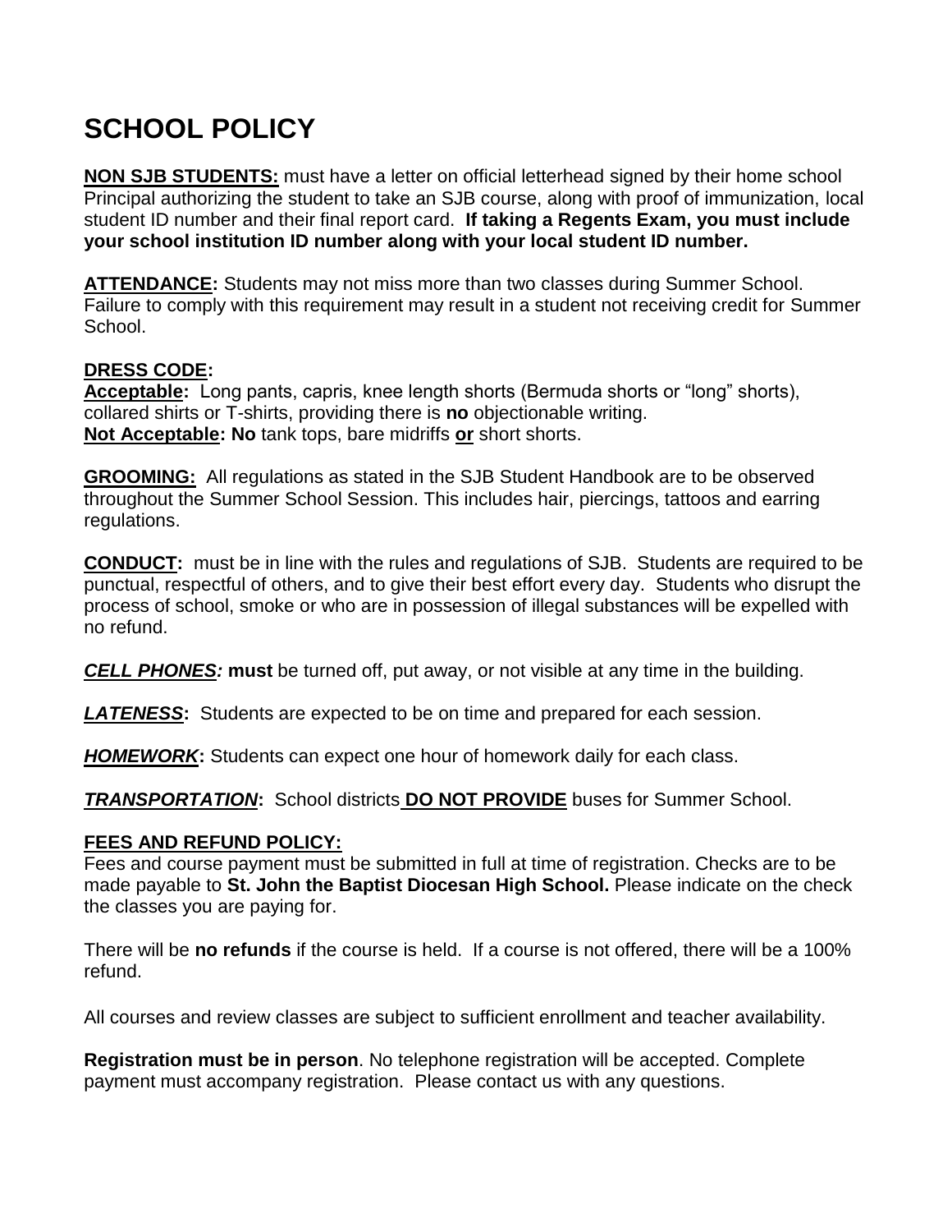# SCHOOL POLICY

**NON SJB STUDENTS:** must have a letter on official letterhead signed by their home school Principal authorizing the student to take an SJB course, along with proof of immunization, local student ID number and their final report card. **If taking a Regents Exam, you must include your school institution ID number along with your local student ID number.**

**ATTENDANCE:** Students may not miss more than two classes during Summer School. Failure to comply with this requirement may result in a student not receiving credit for Summer School.

**DRESS CODE:**
**Acceptable:** Long pants, capris, knee length shorts (Bermuda shorts or "long" shorts), collared shirts or T-shirts, providing there is **no** objectionable writing.
**Not Acceptable: No** tank tops, bare midriffs **or** short shorts.

**GROOMING:** All regulations as stated in the SJB Student Handbook are to be observed throughout the Summer School Session. This includes hair, piercings, tattoos and earring regulations.

**CONDUCT:** must be in line with the rules and regulations of SJB. Students are required to be punctual, respectful of others, and to give their best effort every day. Students who disrupt the process of school, smoke or who are in possession of illegal substances will be expelled with no refund.

***CELL PHONES:*** **must** be turned off, put away, or not visible at any time in the building.

***LATENESS*****:** Students are expected to be on time and prepared for each session.

***HOMEWORK*****:** Students can expect one hour of homework daily for each class.

***TRANSPORTATION*****:** School districts **DO NOT PROVIDE** buses for Summer School.

**FEES AND REFUND POLICY:**
Fees and course payment must be submitted in full at time of registration. Checks are to be made payable to **St. John the Baptist Diocesan High School.** Please indicate on the check the classes you are paying for.

There will be **no refunds** if the course is held. If a course is not offered, there will be a 100% refund.

All courses and review classes are subject to sufficient enrollment and teacher availability.

**Registration must be in person**. No telephone registration will be accepted. Complete payment must accompany registration. Please contact us with any questions.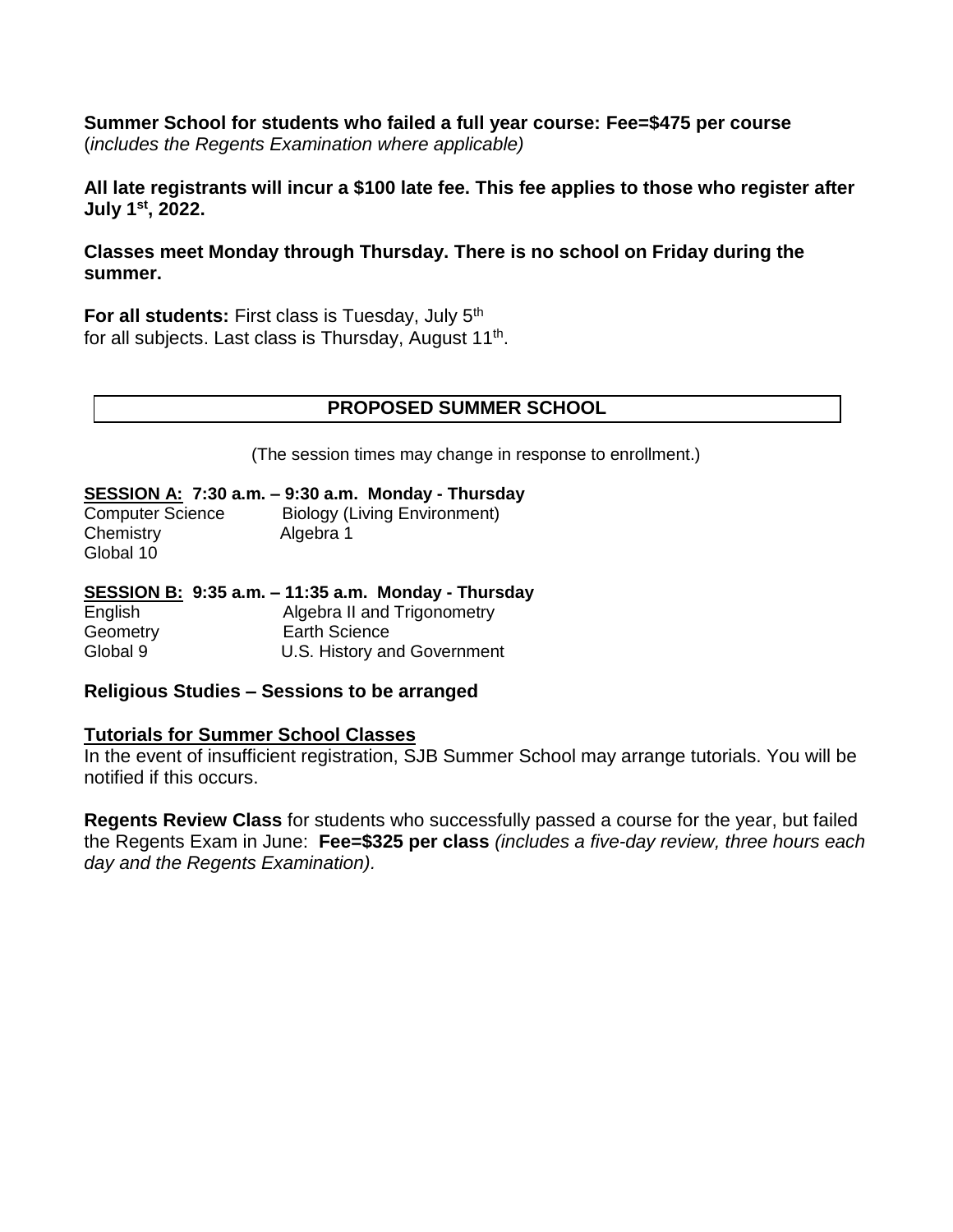**Summary School for students who failed a full year course: Fee=$475 per course**
(*includes the Regents Examination where applicable)*

**All late registrants will incur a $100 late fee. This fee applies to those who register after July 1st, 2022.**

**Classes meet Monday through Thursday. There is no school on Friday during the summer.**

**For all students:** First class is Tuesday, July 5th for all subjects. Last class is Thursday, August 11th.

## PROPOSED SUMMER SCHOOL

(The session times may change in response to enrollment.)

**SESSION A: 7:30 a.m. – 9:30 a.m. Monday - Thursday**

| | |
|---|---|
| Computer Science | Biology (Living Environment) |
| Chemistry | Algebra 1 |
| Global 10 | |

**SESSION B: 9:35 a.m. – 11:35 a.m. Monday - Thursday**

| | |
|---|---|
| English | Algebra II and Trigonometry |
| Geometry | Earth Science |
| Global 9 | U.S. History and Government |

**Religious Studies – Sessions to be arranged**

**Tutorials for Summer School Classes**

In the event of insufficient registration, SJB Summer School may arrange tutorials. You will be notified if this occurs.

**Regents Review Class** for students who successfully passed a course for the year, but failed the Regents Exam in June: **Fee=$325 per class** *(includes a five-day review, three hours each day and the Regents Examination).*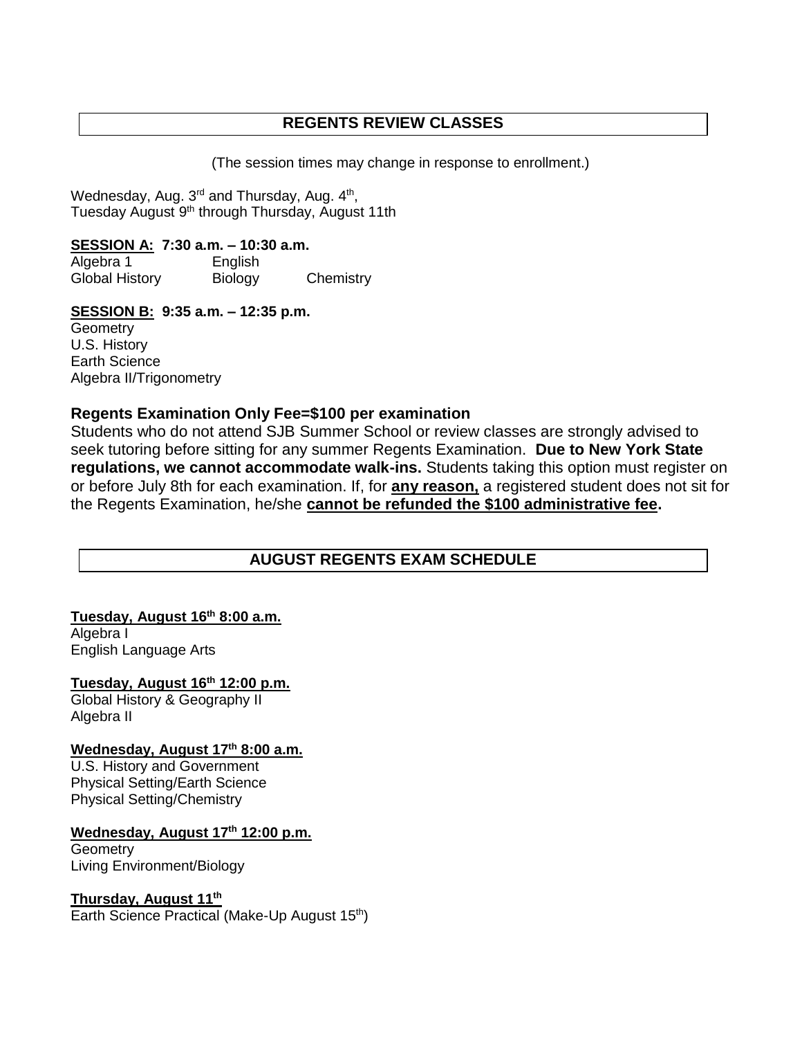## REGENTS REVIEW CLASSES

(The session times may change in response to enrollment.)

Wednesday, Aug. 3rd and Thursday, Aug. 4th,
Tuesday August 9th through Thursday, August 11th

**SESSION A: 7:30 a.m. – 10:30 a.m.**

Algebra 1
English
Global History
Biology
Chemistry

**SESSION B: 9:35 a.m. – 12:35 p.m.**

Geometry
U.S. History
Earth Science
Algebra II/Trigonometry

**Regents Examination Only Fee=$100 per examination**

Students who do not attend SJB Summer School or review classes are strongly advised to seek tutoring before sitting for any summer Regents Examination. **Due to New York State regulations, we cannot accommodate walk-ins.** Students taking this option must register on or before July 8th for each examination. If, for **any reason,** a registered student does not sit for the Regents Examination, he/she **cannot be refunded the $100 administrative fee.**

## AUGUST REGENTS EXAM SCHEDULE

**Tuesday, August 16th 8:00 a.m.**
Algebra I
English Language Arts

**Tuesday, August 16th 12:00 p.m.**
Global History & Geography II
Algebra II

**Wednesday, August 17th 8:00 a.m.**
U.S. History and Government
Physical Setting/Earth Science
Physical Setting/Chemistry

**Wednesday, August 17th 12:00 p.m.**
Geometry
Living Environment/Biology

**Thursday, August 11th**
Earth Science Practical (Make-Up August 15th)